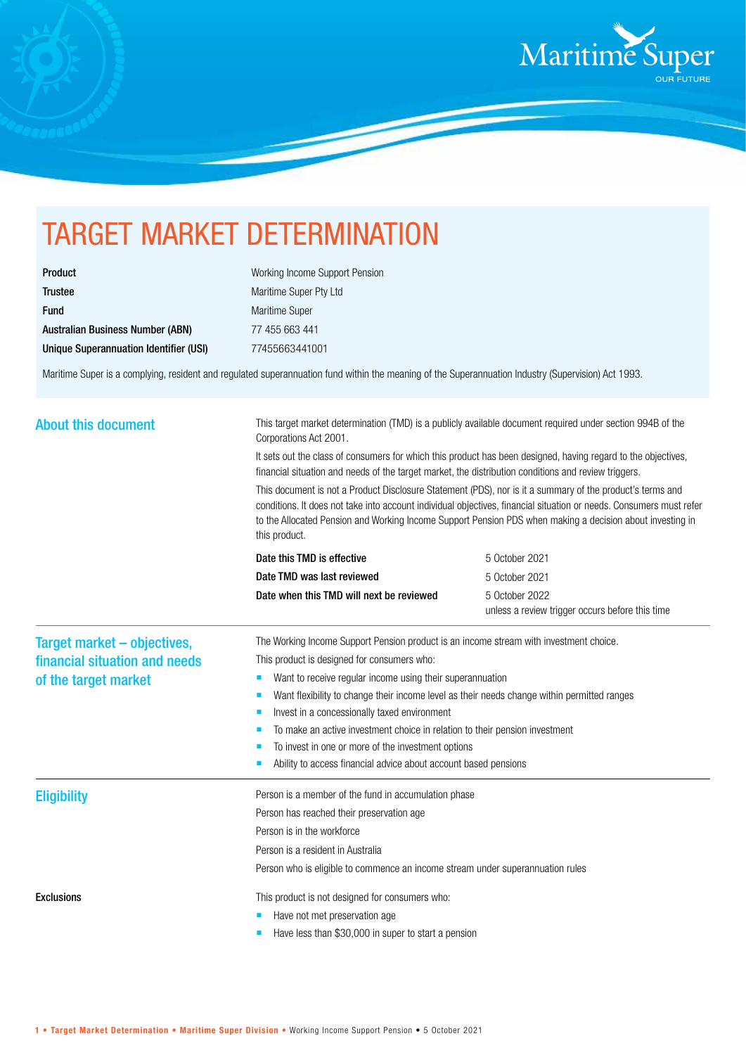# TARGET MARKET DETERMINATION

| | |
|---|---|
| **Product** | Working Income Support Pension |
| **Trustee** | Maritime Super Pty Ltd |
| **Fund** | Maritime Super |
| **Australian Business Number (ABN)** | 77 455 663 441 |
| **Unique Superannuation Identifier (USI)** | 77455663441001 |

Maritime Super is a complying, resident and regulated superannuation fund within the meaning of the Superannuation Industry (Supervision) Act 1993.

## About this document

This target market determination (TMD) is a publicly available document required under section 994B of the Corporations Act 2001.

It sets out the class of consumers for which this product has been designed, having regard to the objectives, financial situation and needs of the target market, the distribution conditions and review triggers.

This document is not a Product Disclosure Statement (PDS), nor is it a summary of the product's terms and conditions. It does not take into account individual objectives, financial situation or needs. Consumers must refer to the Allocated Pension and Working Income Support Pension PDS when making a decision about investing in this product.

| | |
|---|---|
| **Date this TMD is effective** | 5 October 2021 |
| **Date TMD was last reviewed** | 5 October 2021 |
| **Date when this TMD will next be reviewed** | 5 October 2022 unless a review trigger occurs before this time |

## Target market – objectives, financial situation and needs of the target market

The Working Income Support Pension product is an income stream with investment choice.

This product is designed for consumers who:

- Want to receive regular income using their superannuation
- Want flexibility to change their income level as their needs change within permitted ranges
- Invest in a concessionally taxed environment
- To make an active investment choice in relation to their pension investment
- To invest in one or more of the investment options
- Ability to access financial advice about account based pensions

## Eligibility

Person is a member of the fund in accumulation phase

Person has reached their preservation age

Person is in the workforce

Person is a resident in Australia

Person who is eligible to commence an income stream under superannuation rules

**Exclusions**

This product is not designed for consumers who:

- Have not met preservation age
- Have less than $30,000 in super to start a pension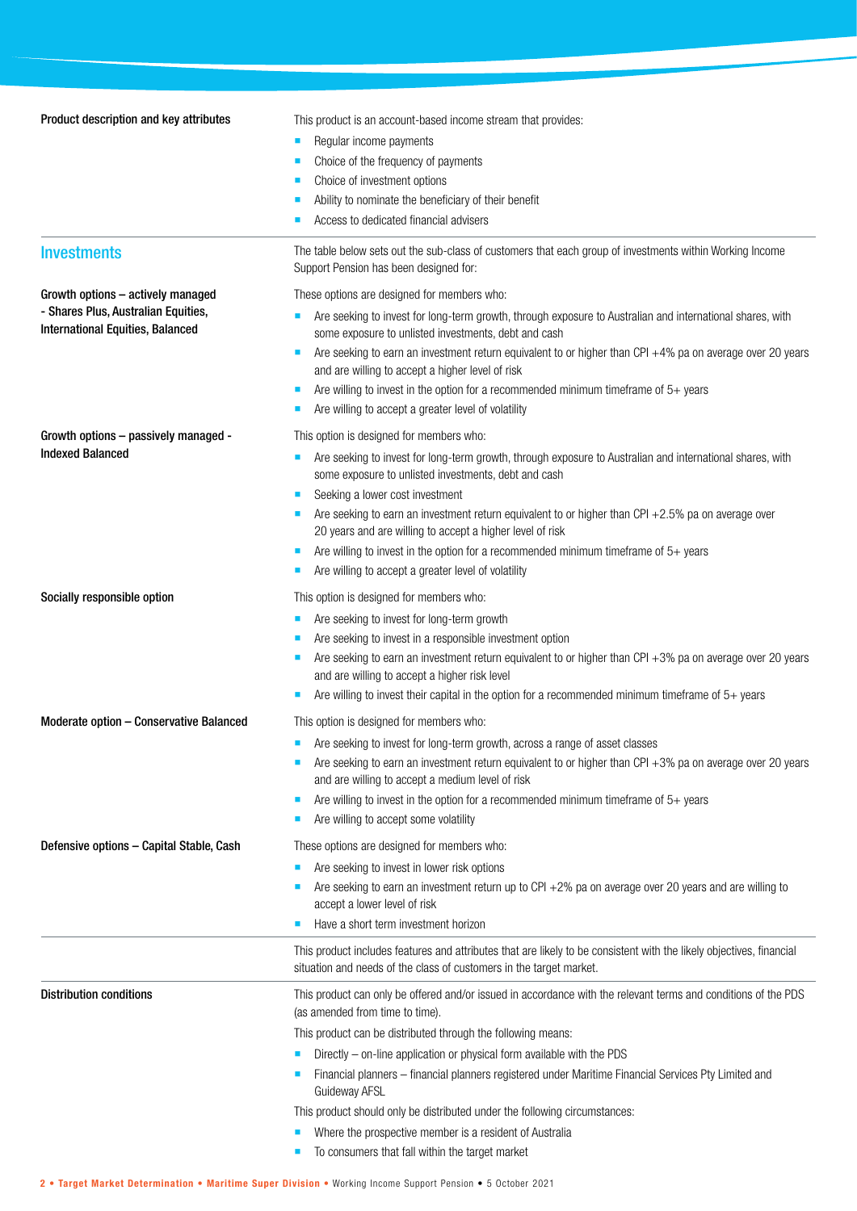| | |
|---|---|
| **Product description and key attributes** | This product is an account-based income stream that provides:<br>- Regular income payments<br>- Choice of the frequency of payments<br>- Choice of investment options<br>- Ability to nominate the beneficiary of their benefit<br>- Access to dedicated financial advisers |

## Investments

The table below sets out the sub-class of customers that each group of investments within Working Income Support Pension has been designed for:

| | |
|---|---|
| **Growth options – actively managed - Shares Plus, Australian Equities, International Equities, Balanced** | These options are designed for members who:<br>- Are seeking to invest for long-term growth, through exposure to Australian and international shares, with some exposure to unlisted investments, debt and cash<br>- Are seeking to earn an investment return equivalent to or higher than CPI +4% pa on average over 20 years and are willing to accept a higher level of risk<br>- Are willing to invest in the option for a recommended minimum timeframe of 5+ years<br>- Are willing to accept a greater level of volatility |
| **Growth options – passively managed - Indexed Balanced** | This option is designed for members who:<br>- Are seeking to invest for long-term growth, through exposure to Australian and international shares, with some exposure to unlisted investments, debt and cash<br>- Seeking a lower cost investment<br>- Are seeking to earn an investment return equivalent to or higher than CPI +2.5% pa on average over 20 years and are willing to accept a higher level of risk<br>- Are willing to invest in the option for a recommended minimum timeframe of 5+ years<br>- Are willing to accept a greater level of volatility |
| **Socially responsible option** | This option is designed for members who:<br>- Are seeking to invest for long-term growth<br>- Are seeking to invest in a responsible investment option<br>- Are seeking to earn an investment return equivalent to or higher than CPI +3% pa on average over 20 years and are willing to accept a higher risk level<br>- Are willing to invest their capital in the option for a recommended minimum timeframe of 5+ years |
| **Moderate option – Conservative Balanced** | This option is designed for members who:<br>- Are seeking to invest for long-term growth, across a range of asset classes<br>- Are seeking to earn an investment return equivalent to or higher than CPI +3% pa on average over 20 years and are willing to accept a medium level of risk<br>- Are willing to invest in the option for a recommended minimum timeframe of 5+ years<br>- Are willing to accept some volatility |
| **Defensive options – Capital Stable, Cash** | These options are designed for members who:<br>- Are seeking to invest in lower risk options<br>- Are seeking to earn an investment return up to CPI +2% pa on average over 20 years and are willing to accept a lower level of risk<br>- Have a short term investment horizon |

This product includes features and attributes that are likely to be consistent with the likely objectives, financial situation and needs of the class of customers in the target market.

| | |
|---|---|
| **Distribution conditions** | This product can only be offered and/or issued in accordance with the relevant terms and conditions of the PDS (as amended from time to time).<br>This product can be distributed through the following means:<br>- Directly – on-line application or physical form available with the PDS<br>- Financial planners – financial planners registered under Maritime Financial Services Pty Limited and Guideway AFSL<br>This product should only be distributed under the following circumstances:<br>- Where the prospective member is a resident of Australia<br>- To consumers that fall within the target market |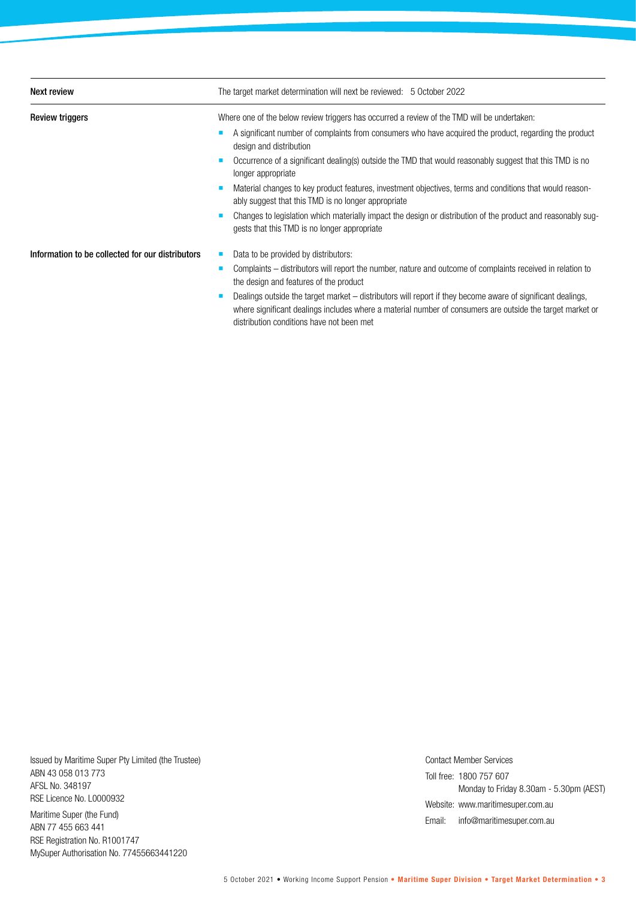| | |
|---|---|
| **Next review** | The target market determination will next be reviewed: 5 October 2022 |
| **Review triggers** | Where one of the below review triggers has occurred a review of the TMD will be undertaken:<br>▪ A significant number of complaints from consumers who have acquired the product, regarding the product design and distribution<br>▪ Occurrence of a significant dealing(s) outside the TMD that would reasonably suggest that this TMD is no longer appropriate<br>▪ Material changes to key product features, investment objectives, terms and conditions that would reasonably suggest that this TMD is no longer appropriate<br>▪ Changes to legislation which materially impact the design or distribution of the product and reasonably suggests that this TMD is no longer appropriate |
| **Information to be collected for our distributors** | ▪ Data to be provided by distributors:<br>▪ Complaints – distributors will report the number, nature and outcome of complaints received in relation to the design and features of the product<br>▪ Dealings outside the target market – distributors will report if they become aware of significant dealings, where significant dealings includes where a material number of consumers are outside the target market or distribution conditions have not been met |

Issued by Maritime Super Pty Limited (the Trustee)
ABN 43 058 013 773
AFSL No. 348197
RSE Licence No. L0000932

Maritime Super (the Fund)
ABN 77 455 663 441
RSE Registration No. R1001747
MySuper Authorisation No. 77455663441220

Contact Member Services

Toll free: 1800 757 607
Monday to Friday 8.30am - 5.30pm (AEST)

Website: www.maritimesuper.com.au

Email: info@maritimesuper.com.au